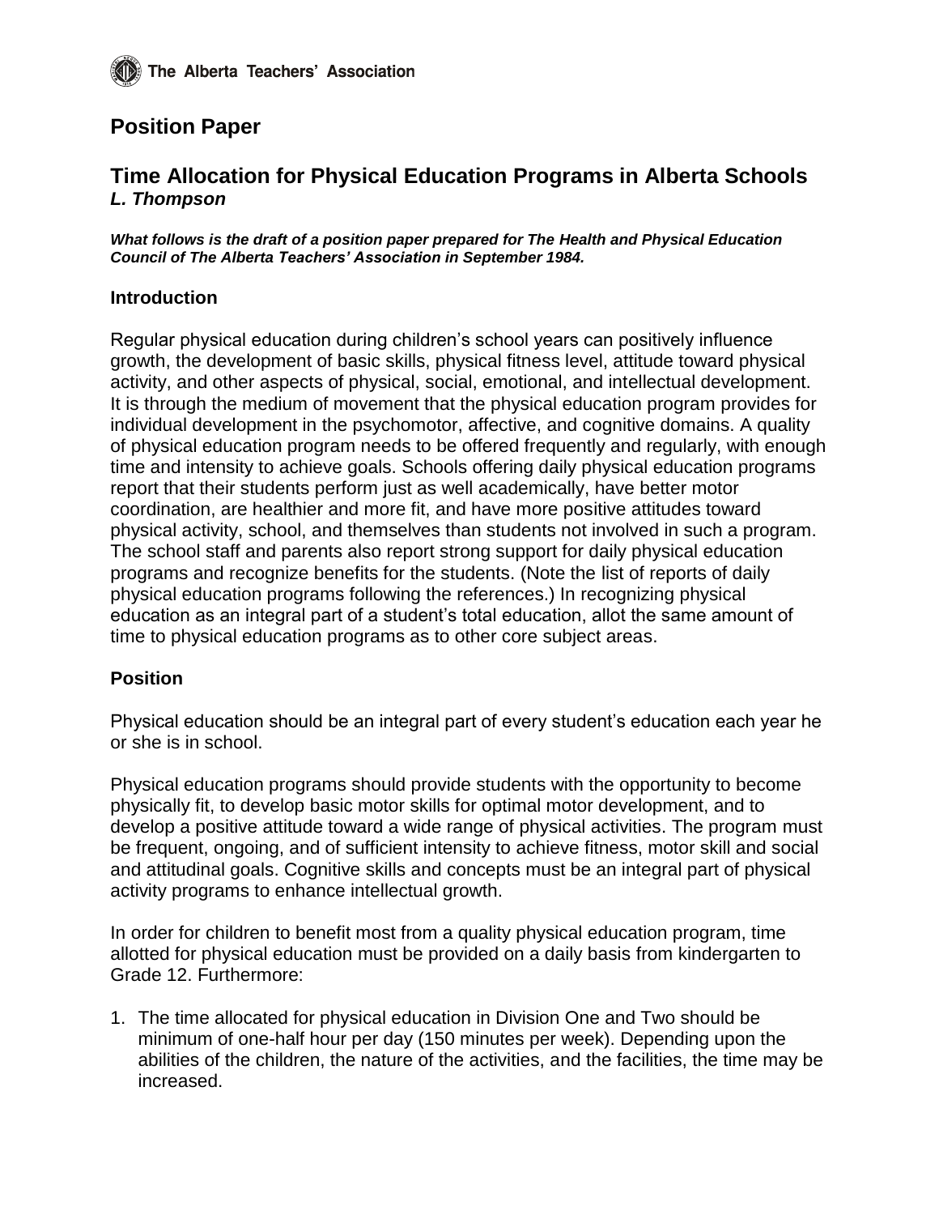The Alberta Teachers' Association

# Position Paper

## Time Allocation for Physical Education Programs in Alberta Schools

***L. Thompson***

***What follows is the draft of a position paper prepared for The Health and Physical Education Council of The Alberta Teachers' Association in September 1984.***

### Introduction

Regular physical education during children's school years can positively influence growth, the development of basic skills, physical fitness level, attitude toward physical activity, and other aspects of physical, social, emotional, and intellectual development. It is through the medium of movement that the physical education program provides for individual development in the psychomotor, affective, and cognitive domains. A quality of physical education program needs to be offered frequently and regularly, with enough time and intensity to achieve goals. Schools offering daily physical education programs report that their students perform just as well academically, have better motor coordination, are healthier and more fit, and have more positive attitudes toward physical activity, school, and themselves than students not involved in such a program. The school staff and parents also report strong support for daily physical education programs and recognize benefits for the students. (Note the list of reports of daily physical education programs following the references.) In recognizing physical education as an integral part of a student's total education, allot the same amount of time to physical education programs as to other core subject areas.

### Position

Physical education should be an integral part of every student's education each year he or she is in school.

Physical education programs should provide students with the opportunity to become physically fit, to develop basic motor skills for optimal motor development, and to develop a positive attitude toward a wide range of physical activities. The program must be frequent, ongoing, and of sufficient intensity to achieve fitness, motor skill and social and attitudinal goals. Cognitive skills and concepts must be an integral part of physical activity programs to enhance intellectual growth.

In order for children to benefit most from a quality physical education program, time allotted for physical education must be provided on a daily basis from kindergarten to Grade 12. Furthermore:

1. The time allocated for physical education in Division One and Two should be minimum of one-half hour per day (150 minutes per week). Depending upon the abilities of the children, the nature of the activities, and the facilities, the time may be increased.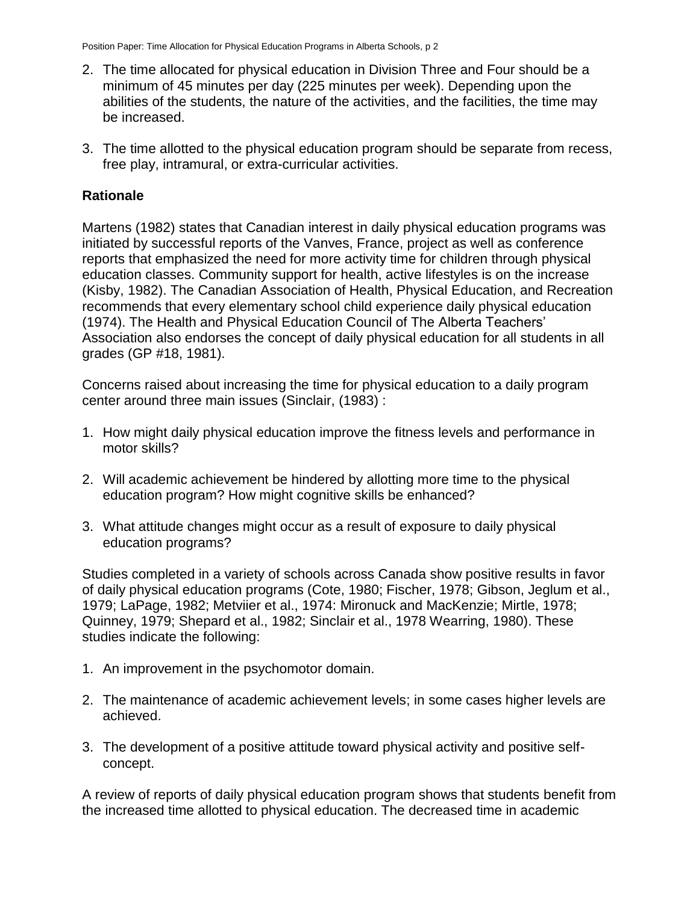2. The time allocated for physical education in Division Three and Four should be a minimum of 45 minutes per day (225 minutes per week). Depending upon the abilities of the students, the nature of the activities, and the facilities, the time may be increased.

3. The time allotted to the physical education program should be separate from recess, free play, intramural, or extra-curricular activities.

**Rationale**

Martens (1982) states that Canadian interest in daily physical education programs was initiated by successful reports of the Vanves, France, project as well as conference reports that emphasized the need for more activity time for children through physical education classes. Community support for health, active lifestyles is on the increase (Kisby, 1982). The Canadian Association of Health, Physical Education, and Recreation recommends that every elementary school child experience daily physical education (1974). The Health and Physical Education Council of The Alberta Teachers' Association also endorses the concept of daily physical education for all students in all grades (GP #18, 1981).

Concerns raised about increasing the time for physical education to a daily program center around three main issues (Sinclair, (1983) :

1. How might daily physical education improve the fitness levels and performance in motor skills?

2. Will academic achievement be hindered by allotting more time to the physical education program? How might cognitive skills be enhanced?

3. What attitude changes might occur as a result of exposure to daily physical education programs?

Studies completed in a variety of schools across Canada show positive results in favor of daily physical education programs (Cote, 1980; Fischer, 1978; Gibson, Jeglum et al., 1979; LaPage, 1982; Metviier et al., 1974: Mironuck and MacKenzie; Mirtle, 1978; Quinney, 1979; Shepard et al., 1982; Sinclair et al., 1978 Wearring, 1980). These studies indicate the following:

1. An improvement in the psychomotor domain.

2. The maintenance of academic achievement levels; in some cases higher levels are achieved.

3. The development of a positive attitude toward physical activity and positive self-concept.

A review of reports of daily physical education program shows that students benefit from the increased time allotted to physical education. The decreased time in academic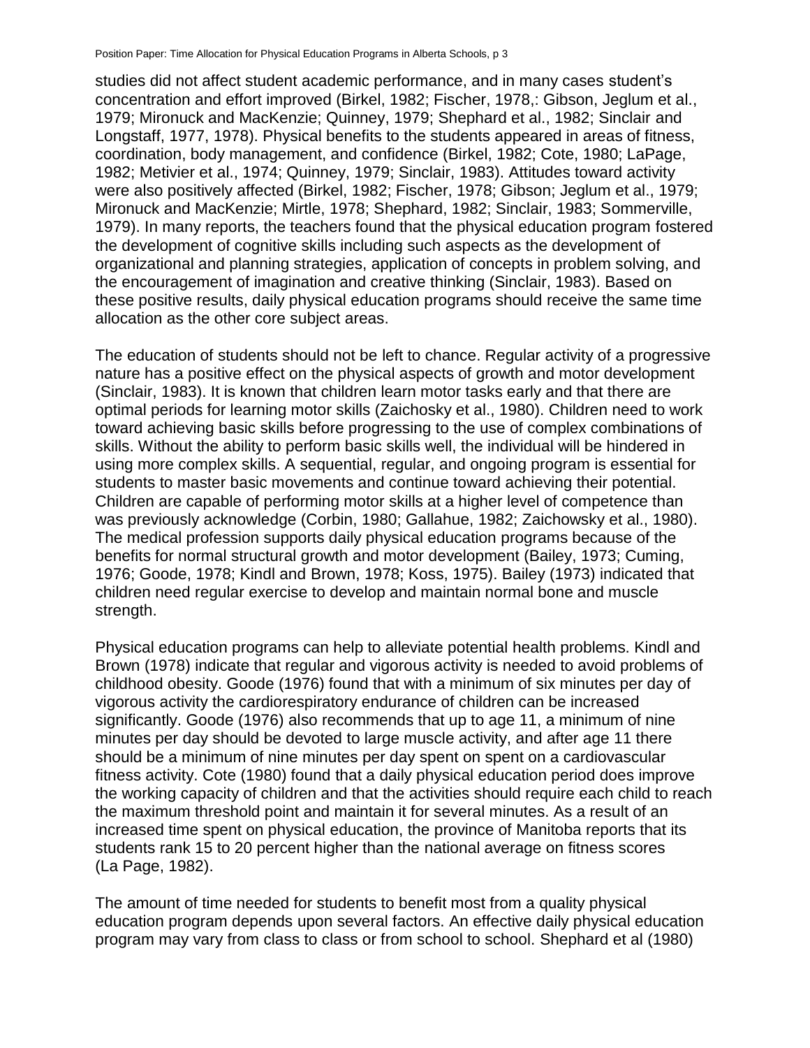studies did not affect student academic performance, and in many cases student's concentration and effort improved (Birkel, 1982; Fischer, 1978,: Gibson, Jeglum et al., 1979; Mironuck and MacKenzie; Quinney, 1979; Shephard et al., 1982; Sinclair and Longstaff, 1977, 1978). Physical benefits to the students appeared in areas of fitness, coordination, body management, and confidence (Birkel, 1982; Cote, 1980; LaPage, 1982; Metivier et al., 1974; Quinney, 1979; Sinclair, 1983). Attitudes toward activity were also positively affected (Birkel, 1982; Fischer, 1978; Gibson; Jeglum et al., 1979; Mironuck and MacKenzie; Mirtle, 1978; Shephard, 1982; Sinclair, 1983; Sommerville, 1979). In many reports, the teachers found that the physical education program fostered the development of cognitive skills including such aspects as the development of organizational and planning strategies, application of concepts in problem solving, and the encouragement of imagination and creative thinking (Sinclair, 1983). Based on these positive results, daily physical education programs should receive the same time allocation as the other core subject areas.

The education of students should not be left to chance. Regular activity of a progressive nature has a positive effect on the physical aspects of growth and motor development (Sinclair, 1983). It is known that children learn motor tasks early and that there are optimal periods for learning motor skills (Zaichosky et al., 1980). Children need to work toward achieving basic skills before progressing to the use of complex combinations of skills. Without the ability to perform basic skills well, the individual will be hindered in using more complex skills. A sequential, regular, and ongoing program is essential for students to master basic movements and continue toward achieving their potential. Children are capable of performing motor skills at a higher level of competence than was previously acknowledge (Corbin, 1980; Gallahue, 1982; Zaichowsky et al., 1980). The medical profession supports daily physical education programs because of the benefits for normal structural growth and motor development (Bailey, 1973; Cuming, 1976; Goode, 1978; Kindl and Brown, 1978; Koss, 1975). Bailey (1973) indicated that children need regular exercise to develop and maintain normal bone and muscle strength.

Physical education programs can help to alleviate potential health problems. Kindl and Brown (1978) indicate that regular and vigorous activity is needed to avoid problems of childhood obesity. Goode (1976) found that with a minimum of six minutes per day of vigorous activity the cardiorespiratory endurance of children can be increased significantly. Goode (1976) also recommends that up to age 11, a minimum of nine minutes per day should be devoted to large muscle activity, and after age 11 there should be a minimum of nine minutes per day spent on spent on a cardiovascular fitness activity. Cote (1980) found that a daily physical education period does improve the working capacity of children and that the activities should require each child to reach the maximum threshold point and maintain it for several minutes. As a result of an increased time spent on physical education, the province of Manitoba reports that its students rank 15 to 20 percent higher than the national average on fitness scores (La Page, 1982).

The amount of time needed for students to benefit most from a quality physical education program depends upon several factors. An effective daily physical education program may vary from class to class or from school to school. Shephard et al (1980)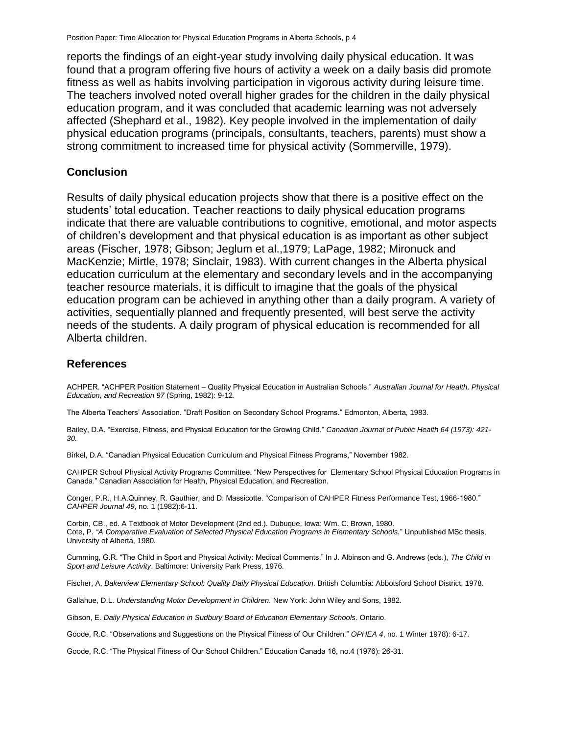reports the findings of an eight-year study involving daily physical education. It was found that a program offering five hours of activity a week on a daily basis did promote fitness as well as habits involving participation in vigorous activity during leisure time. The teachers involved noted overall higher grades for the children in the daily physical education program, and it was concluded that academic learning was not adversely affected (Shephard et al., 1982). Key people involved in the implementation of daily physical education programs (principals, consultants, teachers, parents) must show a strong commitment to increased time for physical activity (Sommerville, 1979).

## Conclusion

Results of daily physical education projects show that there is a positive effect on the students' total education. Teacher reactions to daily physical education programs indicate that there are valuable contributions to cognitive, emotional, and motor aspects of children's development and that physical education is as important as other subject areas (Fischer, 1978; Gibson; Jeglum et al.,1979; LaPage, 1982; Mironuck and MacKenzie; Mirtle, 1978; Sinclair, 1983). With current changes in the Alberta physical education curriculum at the elementary and secondary levels and in the accompanying teacher resource materials, it is difficult to imagine that the goals of the physical education program can be achieved in anything other than a daily program. A variety of activities, sequentially planned and frequently presented, will best serve the activity needs of the students. A daily program of physical education is recommended for all Alberta children.

## References

ACHPER. "ACHPER Position Statement – Quality Physical Education in Australian Schools." *Australian Journal for Health, Physical Education, and Recreation 97* (Spring, 1982): 9-12.

The Alberta Teachers' Association. "Draft Position on Secondary School Programs." Edmonton, Alberta, 1983.

Bailey, D.A. "Exercise, Fitness, and Physical Education for the Growing Child." *Canadian Journal of Public Health 64 (1973): 421-30.*

Birkel, D.A. "Canadian Physical Education Curriculum and Physical Fitness Programs," November 1982.

CAHPER School Physical Activity Programs Committee. "New Perspectives for Elementary School Physical Education Programs in Canada." Canadian Association for Health, Physical Education, and Recreation.

Conger, P.R., H.A.Quinney, R. Gauthier, and D. Massicotte. "Comparison of CAHPER Fitness Performance Test, 1966-1980." *CAHPER Journal 49*, no. 1 (1982):6-11.

Corbin, CB., ed. A Textbook of Motor Development (2nd ed.). Dubuque, Iowa: Wm. C. Brown, 1980.

Cote, P. *"A Comparative Evaluation of Selected Physical Education Programs in Elementary Schools.*" Unpublished MSc thesis, University of Alberta, 1980.

Cumming, G.R. "The Child in Sport and Physical Activity: Medical Comments." In J. Albinson and G. Andrews (eds.), *The Child in Sport and Leisure Activity*. Baltimore: University Park Press, 1976.

Fischer, A. *Bakerview Elementary School: Quality Daily Physical Education*. British Columbia: Abbotsford School District, 1978.

Gallahue, D.L. *Understanding Motor Development in Children*. New York: John Wiley and Sons, 1982.

Gibson, E. *Daily Physical Education in Sudbury Board of Education Elementary Schools*. Ontario.

Goode, R.C. "Observations and Suggestions on the Physical Fitness of Our Children." *OPHEA 4*, no. 1 Winter 1978): 6-17.

Goode, R.C. "The Physical Fitness of Our School Children." Education Canada 16, no.4 (1976): 26-31.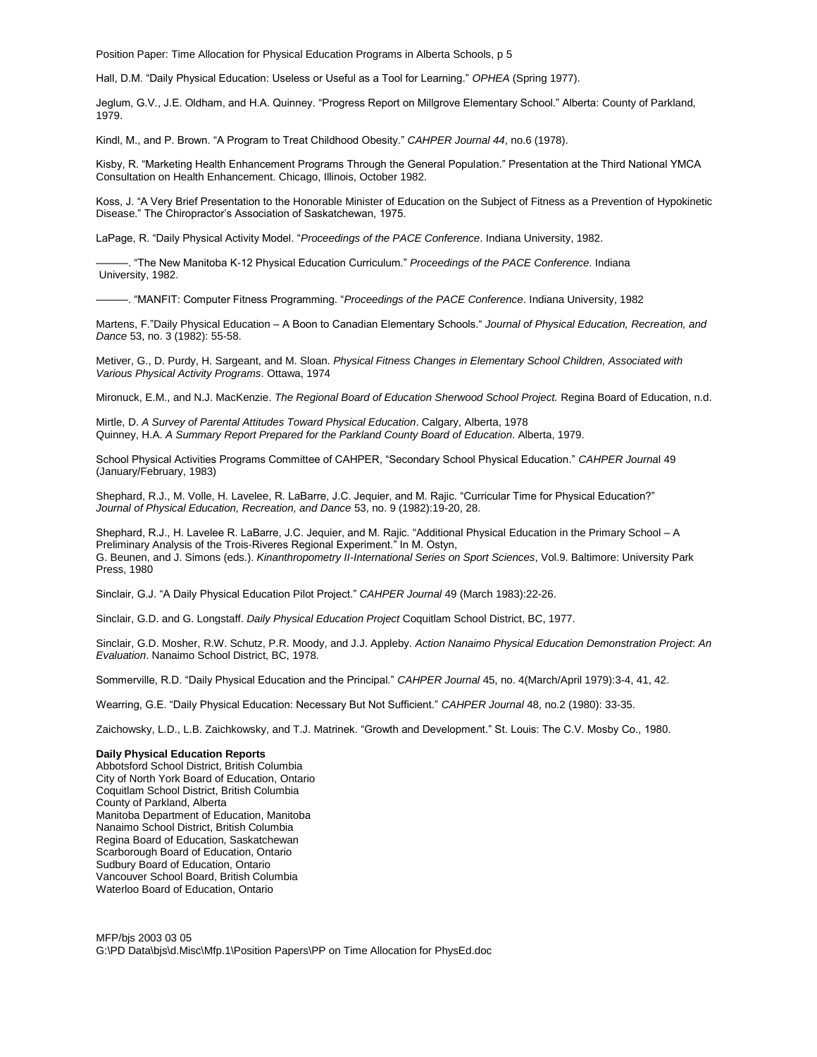Hall, D.M. “Daily Physical Education: Useless or Useful as a Tool for Learning.” *OPHEA* (Spring 1977).

Jeglum, G.V., J.E. Oldham, and H.A. Quinney. “Progress Report on Millgrove Elementary School.” Alberta: County of Parkland, 1979.

Kindl, M., and P. Brown. “A Program to Treat Childhood Obesity.” *CAHPER Journal 44*, no.6 (1978).

Kisby, R. “Marketing Health Enhancement Programs Through the General Population.” Presentation at the Third National YMCA Consultation on Health Enhancement. Chicago, Illinois, October 1982.

Koss, J. “A Very Brief Presentation to the Honorable Minister of Education on the Subject of Fitness as a Prevention of Hypokinetic Disease.” The Chiropractor’s Association of Saskatchewan, 1975.

LaPage, R. “Daily Physical Activity Model. “*Proceedings of the PACE Conference*. Indiana University, 1982.

———. “The New Manitoba K-12 Physical Education Curriculum.” *Proceedings of the PACE Conference*. Indiana University, 1982.

———. “MANFIT: Computer Fitness Programming. “*Proceedings of the PACE Conference*. Indiana University, 1982

Martens, F.”Daily Physical Education – A Boon to Canadian Elementary Schools.“ *Journal of Physical Education, Recreation, and Dance* 53, no. 3 (1982): 55-58.

Metiver, G., D. Purdy, H. Sargeant, and M. Sloan. *Physical Fitness Changes in Elementary School Children, Associated with Various Physical Activity Programs*. Ottawa, 1974

Mironuck, E.M., and N.J. MacKenzie. *The Regional Board of Education Sherwood School Project.* Regina Board of Education, n.d.

Mirtle, D. *A Survey of Parental Attitudes Toward Physical Education*. Calgary, Alberta, 1978
Quinney, H.A. *A Summary Report Prepared for the Parkland County Board of Education*. Alberta, 1979.

School Physical Activities Programs Committee of CAHPER, “Secondary School Physical Education.” *CAHPER Journa*l 49 (January/February, 1983)

Shephard, R.J., M. Volle, H. Lavelee, R. LaBarre, J.C. Jequier, and M. Rajic. “Curricular Time for Physical Education?” *Journal of Physical Education, Recreation, and Dance* 53, no. 9 (1982):19-20, 28.

Shephard, R.J., H. Lavelee R. LaBarre, J.C. Jequier, and M. Rajic. “Additional Physical Education in the Primary School – A Preliminary Analysis of the Trois-Riveres Regional Experiment.” In M. Ostyn, G. Beunen, and J. Simons (eds.). *Kinanthropometry II-International Series on Sport Sciences*, Vol.9. Baltimore: University Park Press, 1980

Sinclair, G.J. “A Daily Physical Education Pilot Project.” *CAHPER Journal* 49 (March 1983):22-26.

Sinclair, G.D. and G. Longstaff. *Daily Physical Education Project* Coquitlam School District, BC, 1977.

Sinclair, G.D. Mosher, R.W. Schutz, P.R. Moody, and J.J. Appleby. *Action Nanaimo Physical Education Demonstration Project*: *An Evaluation*. Nanaimo School District, BC, 1978.

Sommerville, R.D. “Daily Physical Education and the Principal.” *CAHPER Journal* 45, no. 4(March/April 1979):3-4, 41, 42.

Wearring, G.E. “Daily Physical Education: Necessary But Not Sufficient.” *CAHPER Journal* 48, no.2 (1980): 33-35.

Zaichowsky, L.D., L.B. Zaichkowsky, and T.J. Matrinek. “Growth and Development.” St. Louis: The C.V. Mosby Co., 1980.

**Daily Physical Education Reports**
Abbotsford School District, British Columbia
City of North York Board of Education, Ontario
Coquitlam School District, British Columbia
County of Parkland, Alberta
Manitoba Department of Education, Manitoba
Nanaimo School District, British Columbia
Regina Board of Education, Saskatchewan
Scarborough Board of Education, Ontario
Sudbury Board of Education, Ontario
Vancouver School Board, British Columbia
Waterloo Board of Education, Ontario

MFP/bjs 2003 03 05
G:\PD Data\bjs\d.Misc\Mfp.1\Position Papers\PP on Time Allocation for PhysEd.doc